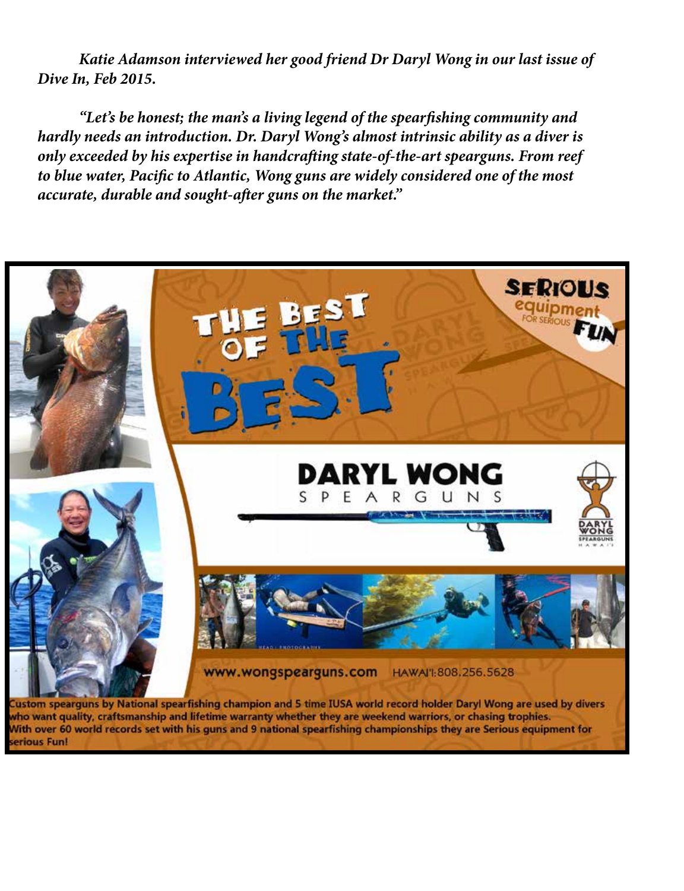*Katie Adamson interviewed her good friend Dr Daryl Wong in our last issue of Dive In, Feb 2015.*

*"Let's be honest; the man's a living legend of the spearfishing community and hardly needs an introduction. Dr. Daryl Wong's almost intrinsic ability as a diver is only exceeded by his expertise in handcrafting state-of-the-art spearguns. From reef to blue water, Pacific to Atlantic, Wong guns are widely considered one of the most accurate, durable and sought-after guns on the market."*

THE BEST OF THE BEST

SERIOUS equipment FOR SERIOUS FUN

DARYL WONG SPEARGUNS

www.wongspearguns.com HAWAI'I: 808.256.5628

Custom spearguns by National spearfishing champion and 5 time IUSA world record holder Daryl Wong are used by divers who want quality, craftsmanship and lifetime warranty whether they are weekend warriors, or chasing trophies. With over 60 world records set with his guns and 9 national spearfishing championships they are Serious equipment for serious Fun!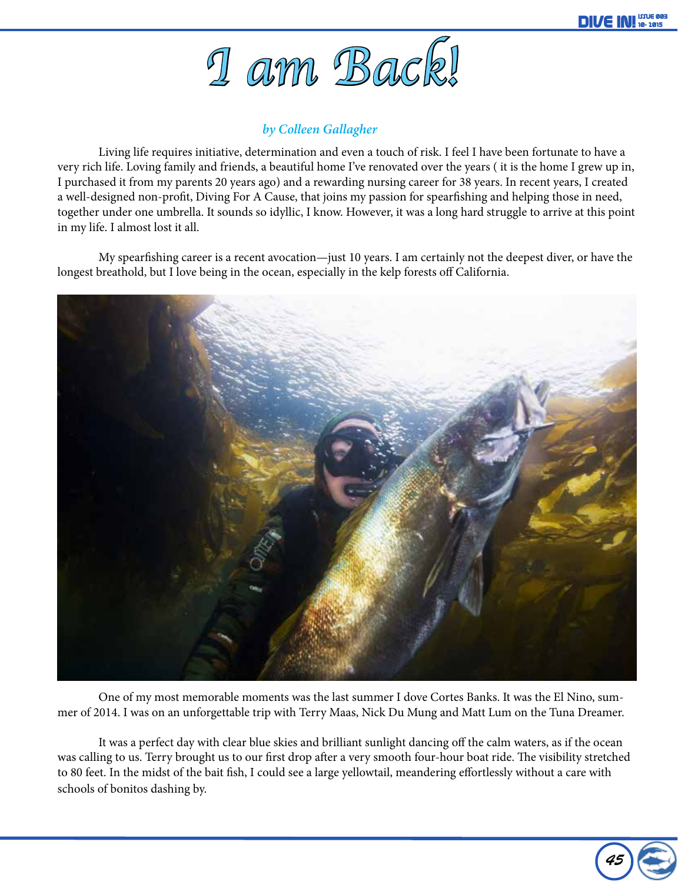# I am Back!

*by Colleen Gallagher*

Living life requires initiative, determination and even a touch of risk. I feel I have been fortunate to have a very rich life. Loving family and friends, a beautiful home I've renovated over the years ( it is the home I grew up in, I purchased it from my parents 20 years ago) and a rewarding nursing career for 38 years. In recent years, I created a well-designed non-profit, Diving For A Cause, that joins my passion for spearfishing and helping those in need, together under one umbrella. It sounds so idyllic, I know. However, it was a long hard struggle to arrive at this point in my life. I almost lost it all.

My spearfishing career is a recent avocation—just 10 years. I am certainly not the deepest diver, or have the longest breathold, but I love being in the ocean, especially in the kelp forests off California.

One of my most memorable moments was the last summer I dove Cortes Banks. It was the El Nino, summer of 2014. I was on an unforgettable trip with Terry Maas, Nick Du Mung and Matt Lum on the Tuna Dreamer.

It was a perfect day with clear blue skies and brilliant sunlight dancing off the calm waters, as if the ocean was calling to us. Terry brought us to our first drop after a very smooth four-hour boat ride. The visibility stretched to 80 feet. In the midst of the bait fish, I could see a large yellowtail, meandering effortlessly without a care with schools of bonitos dashing by.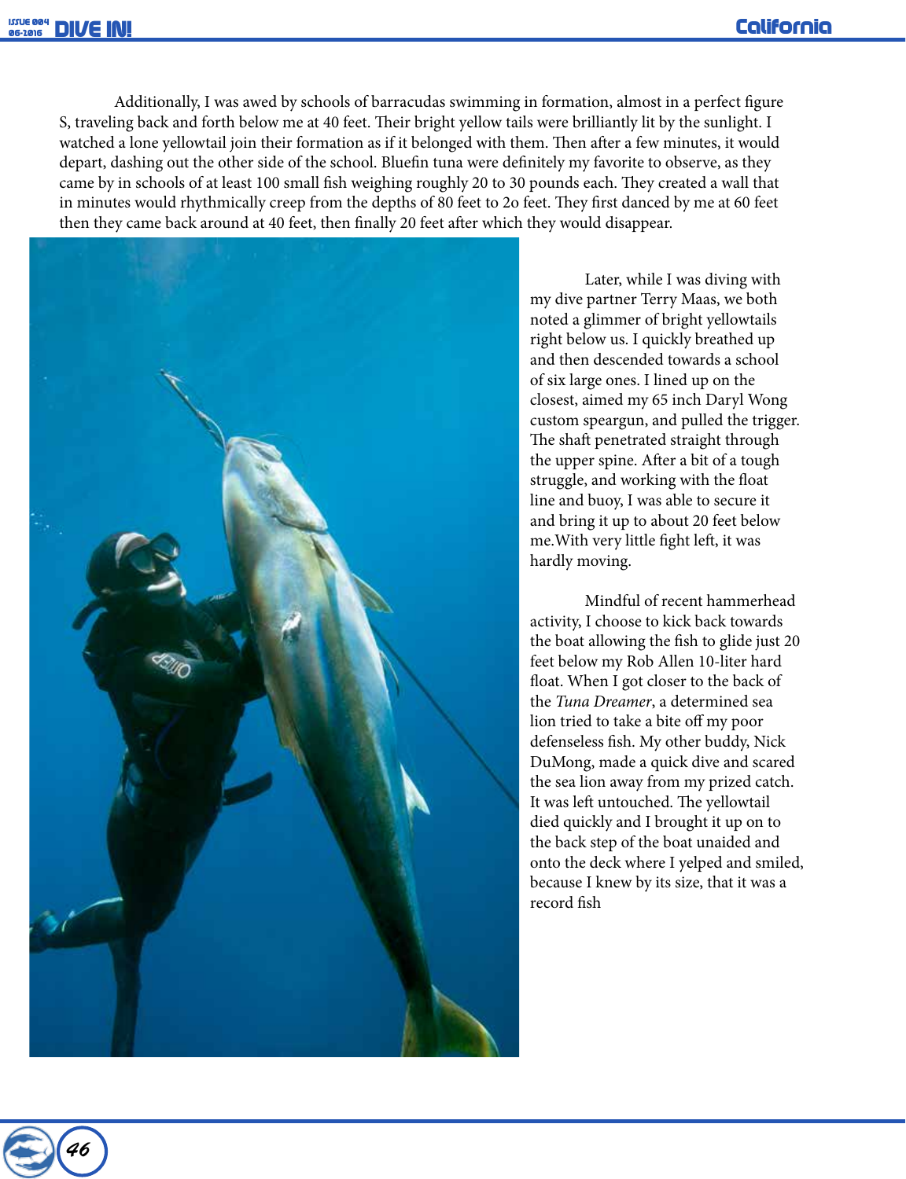Additionally, I was awed by schools of barracudas swimming in formation, almost in a perfect figure S, traveling back and forth below me at 40 feet. Their bright yellow tails were brilliantly lit by the sunlight. I watched a lone yellowtail join their formation as if it belonged with them. Then after a few minutes, it would depart, dashing out the other side of the school. Bluefin tuna were definitely my favorite to observe, as they came by in schools of at least 100 small fish weighing roughly 20 to 30 pounds each. They created a wall that in minutes would rhythmically creep from the depths of 80 feet to 2o feet. They first danced by me at 60 feet then they came back around at 40 feet, then finally 20 feet after which they would disappear.

Later, while I was diving with my dive partner Terry Maas, we both noted a glimmer of bright yellowtails right below us. I quickly breathed up and then descended towards a school of six large ones. I lined up on the closest, aimed my 65 inch Daryl Wong custom speargun, and pulled the trigger. The shaft penetrated straight through the upper spine. After a bit of a tough struggle, and working with the float line and buoy, I was able to secure it and bring it up to about 20 feet below me.With very little fight left, it was hardly moving.

Mindful of recent hammerhead activity, I choose to kick back towards the boat allowing the fish to glide just 20 feet below my Rob Allen 10-liter hard float. When I got closer to the back of the *Tuna Dreamer*, a determined sea lion tried to take a bite off my poor defenseless fish. My other buddy, Nick DuMong, made a quick dive and scared the sea lion away from my prized catch. It was left untouched. The yellowtail died quickly and I brought it up on to the back step of the boat unaided and onto the deck where I yelped and smiled, because I knew by its size, that it was a record fish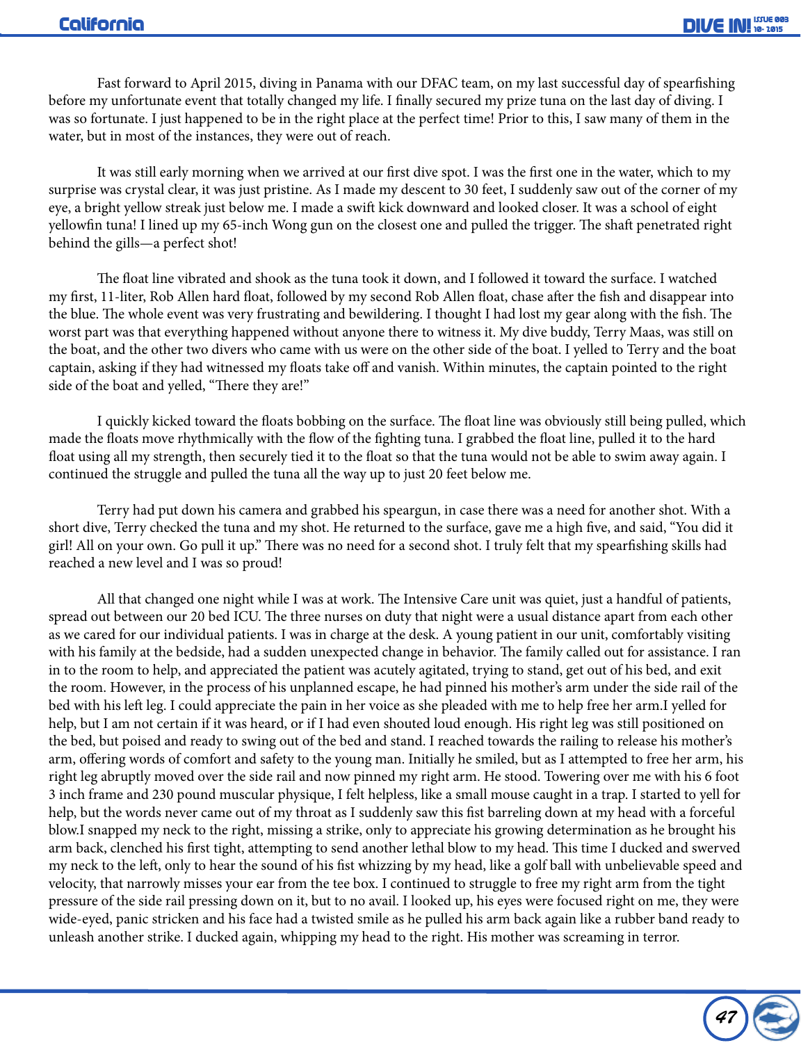Fast forward to April 2015, diving in Panama with our DFAC team, on my last successful day of spearfishing before my unfortunate event that totally changed my life. I finally secured my prize tuna on the last day of diving. I was so fortunate. I just happened to be in the right place at the perfect time! Prior to this, I saw many of them in the water, but in most of the instances, they were out of reach.

It was still early morning when we arrived at our first dive spot. I was the first one in the water, which to my surprise was crystal clear, it was just pristine. As I made my descent to 30 feet, I suddenly saw out of the corner of my eye, a bright yellow streak just below me. I made a swift kick downward and looked closer. It was a school of eight yellowfin tuna! I lined up my 65-inch Wong gun on the closest one and pulled the trigger. The shaft penetrated right behind the gills—a perfect shot!

The float line vibrated and shook as the tuna took it down, and I followed it toward the surface. I watched my first, 11-liter, Rob Allen hard float, followed by my second Rob Allen float, chase after the fish and disappear into the blue. The whole event was very frustrating and bewildering. I thought I had lost my gear along with the fish. The worst part was that everything happened without anyone there to witness it. My dive buddy, Terry Maas, was still on the boat, and the other two divers who came with us were on the other side of the boat. I yelled to Terry and the boat captain, asking if they had witnessed my floats take off and vanish. Within minutes, the captain pointed to the right side of the boat and yelled, "There they are!"

I quickly kicked toward the floats bobbing on the surface. The float line was obviously still being pulled, which made the floats move rhythmically with the flow of the fighting tuna. I grabbed the float line, pulled it to the hard float using all my strength, then securely tied it to the float so that the tuna would not be able to swim away again. I continued the struggle and pulled the tuna all the way up to just 20 feet below me.

Terry had put down his camera and grabbed his speargun, in case there was a need for another shot. With a short dive, Terry checked the tuna and my shot. He returned to the surface, gave me a high five, and said, "You did it girl! All on your own. Go pull it up." There was no need for a second shot. I truly felt that my spearfishing skills had reached a new level and I was so proud!

All that changed one night while I was at work. The Intensive Care unit was quiet, just a handful of patients, spread out between our 20 bed ICU. The three nurses on duty that night were a usual distance apart from each other as we cared for our individual patients. I was in charge at the desk. A young patient in our unit, comfortably visiting with his family at the bedside, had a sudden unexpected change in behavior. The family called out for assistance. I ran in to the room to help, and appreciated the patient was acutely agitated, trying to stand, get out of his bed, and exit the room. However, in the process of his unplanned escape, he had pinned his mother's arm under the side rail of the bed with his left leg. I could appreciate the pain in her voice as she pleaded with me to help free her arm.I yelled for help, but I am not certain if it was heard, or if I had even shouted loud enough. His right leg was still positioned on the bed, but poised and ready to swing out of the bed and stand. I reached towards the railing to release his mother's arm, offering words of comfort and safety to the young man. Initially he smiled, but as I attempted to free her arm, his right leg abruptly moved over the side rail and now pinned my right arm. He stood. Towering over me with his 6 foot 3 inch frame and 230 pound muscular physique, I felt helpless, like a small mouse caught in a trap. I started to yell for help, but the words never came out of my throat as I suddenly saw this fist barreling down at my head with a forceful blow.I snapped my neck to the right, missing a strike, only to appreciate his growing determination as he brought his arm back, clenched his first tight, attempting to send another lethal blow to my head. This time I ducked and swerved my neck to the left, only to hear the sound of his fist whizzing by my head, like a golf ball with unbelievable speed and velocity, that narrowly misses your ear from the tee box. I continued to struggle to free my right arm from the tight pressure of the side rail pressing down on it, but to no avail. I looked up, his eyes were focused right on me, they were wide-eyed, panic stricken and his face had a twisted smile as he pulled his arm back again like a rubber band ready to unleash another strike. I ducked again, whipping my head to the right. His mother was screaming in terror.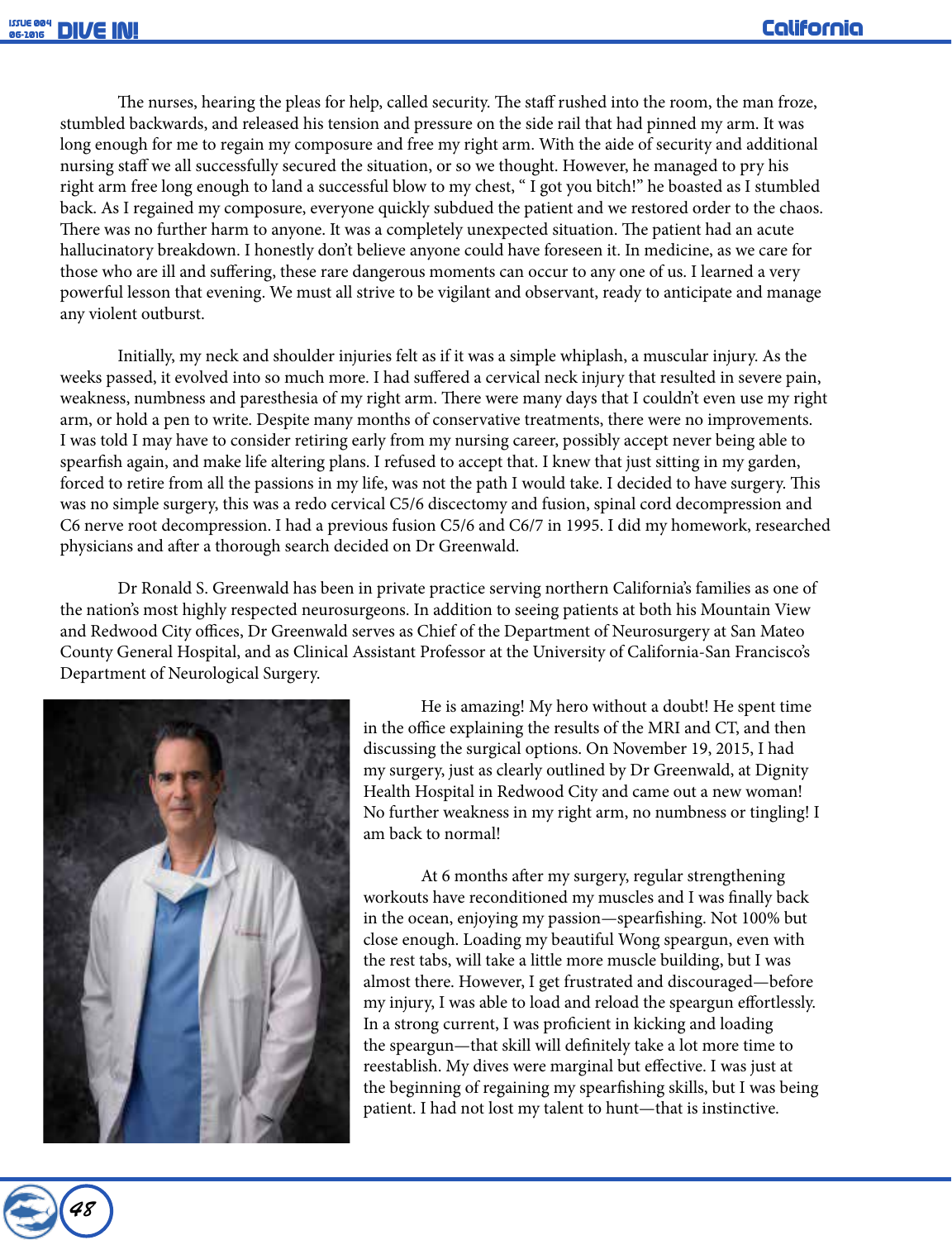The nurses, hearing the pleas for help, called security. The staff rushed into the room, the man froze, stumbled backwards, and released his tension and pressure on the side rail that had pinned my arm. It was long enough for me to regain my composure and free my right arm. With the aide of security and additional nursing staff we all successfully secured the situation, or so we thought. However, he managed to pry his right arm free long enough to land a successful blow to my chest, " I got you bitch!" he boasted as I stumbled back. As I regained my composure, everyone quickly subdued the patient and we restored order to the chaos. There was no further harm to anyone. It was a completely unexpected situation. The patient had an acute hallucinatory breakdown. I honestly don't believe anyone could have foreseen it. In medicine, as we care for those who are ill and suffering, these rare dangerous moments can occur to any one of us. I learned a very powerful lesson that evening. We must all strive to be vigilant and observant, ready to anticipate and manage any violent outburst.

Initially, my neck and shoulder injuries felt as if it was a simple whiplash, a muscular injury. As the weeks passed, it evolved into so much more. I had suffered a cervical neck injury that resulted in severe pain, weakness, numbness and paresthesia of my right arm. There were many days that I couldn't even use my right arm, or hold a pen to write. Despite many months of conservative treatments, there were no improvements. I was told I may have to consider retiring early from my nursing career, possibly accept never being able to spearfish again, and make life altering plans. I refused to accept that. I knew that just sitting in my garden, forced to retire from all the passions in my life, was not the path I would take. I decided to have surgery. This was no simple surgery, this was a redo cervical C5/6 discectomy and fusion, spinal cord decompression and C6 nerve root decompression. I had a previous fusion C5/6 and C6/7 in 1995. I did my homework, researched physicians and after a thorough search decided on Dr Greenwald.

Dr Ronald S. Greenwald has been in private practice serving northern California's families as one of the nation's most highly respected neurosurgeons. In addition to seeing patients at both his Mountain View and Redwood City offices, Dr Greenwald serves as Chief of the Department of Neurosurgery at San Mateo County General Hospital, and as Clinical Assistant Professor at the University of California-San Francisco's Department of Neurological Surgery.

He is amazing! My hero without a doubt! He spent time in the office explaining the results of the MRI and CT, and then discussing the surgical options. On November 19, 2015, I had my surgery, just as clearly outlined by Dr Greenwald, at Dignity Health Hospital in Redwood City and came out a new woman! No further weakness in my right arm, no numbness or tingling! I am back to normal!

At 6 months after my surgery, regular strengthening workouts have reconditioned my muscles and I was finally back in the ocean, enjoying my passion—spearfishing. Not 100% but close enough. Loading my beautiful Wong speargun, even with the rest tabs, will take a little more muscle building, but I was almost there. However, I get frustrated and discouraged—before my injury, I was able to load and reload the speargun effortlessly. In a strong current, I was proficient in kicking and loading the speargun—that skill will definitely take a lot more time to reestablish. My dives were marginal but effective. I was just at the beginning of regaining my spearfishing skills, but I was being patient. I had not lost my talent to hunt—that is instinctive.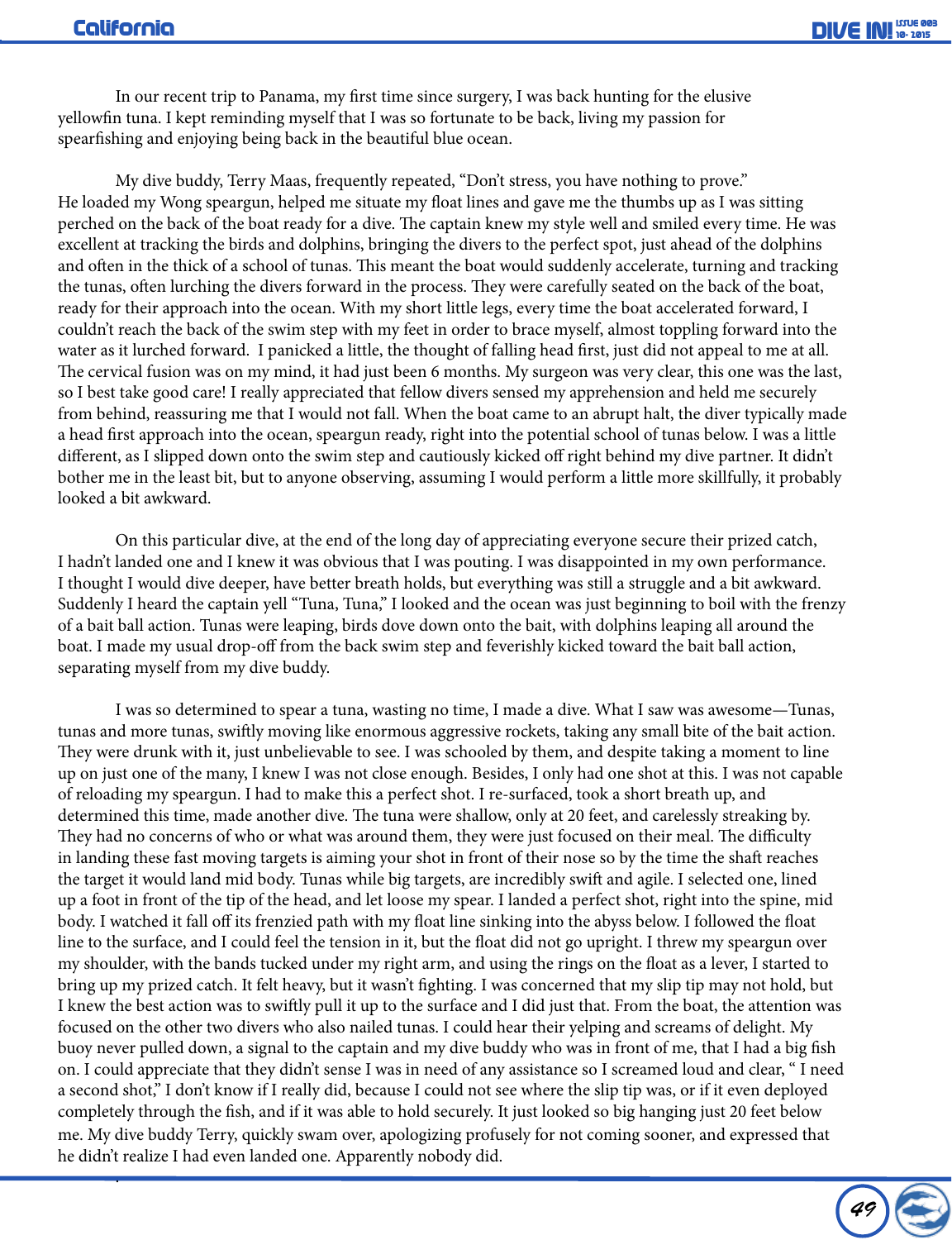In our recent trip to Panama, my first time since surgery, I was back hunting for the elusive yellowfin tuna. I kept reminding myself that I was so fortunate to be back, living my passion for spearfishing and enjoying being back in the beautiful blue ocean.

My dive buddy, Terry Maas, frequently repeated, "Don't stress, you have nothing to prove." He loaded my Wong speargun, helped me situate my float lines and gave me the thumbs up as I was sitting perched on the back of the boat ready for a dive. The captain knew my style well and smiled every time. He was excellent at tracking the birds and dolphins, bringing the divers to the perfect spot, just ahead of the dolphins and often in the thick of a school of tunas. This meant the boat would suddenly accelerate, turning and tracking the tunas, often lurching the divers forward in the process. They were carefully seated on the back of the boat, ready for their approach into the ocean. With my short little legs, every time the boat accelerated forward, I couldn't reach the back of the swim step with my feet in order to brace myself, almost toppling forward into the water as it lurched forward. I panicked a little, the thought of falling head first, just did not appeal to me at all. The cervical fusion was on my mind, it had just been 6 months. My surgeon was very clear, this one was the last, so I best take good care! I really appreciated that fellow divers sensed my apprehension and held me securely from behind, reassuring me that I would not fall. When the boat came to an abrupt halt, the diver typically made a head first approach into the ocean, speargun ready, right into the potential school of tunas below. I was a little different, as I slipped down onto the swim step and cautiously kicked off right behind my dive partner. It didn't bother me in the least bit, but to anyone observing, assuming I would perform a little more skillfully, it probably looked a bit awkward.

On this particular dive, at the end of the long day of appreciating everyone secure their prized catch, I hadn't landed one and I knew it was obvious that I was pouting. I was disappointed in my own performance. I thought I would dive deeper, have better breath holds, but everything was still a struggle and a bit awkward. Suddenly I heard the captain yell "Tuna, Tuna," I looked and the ocean was just beginning to boil with the frenzy of a bait ball action. Tunas were leaping, birds dove down onto the bait, with dolphins leaping all around the boat. I made my usual drop-off from the back swim step and feverishly kicked toward the bait ball action, separating myself from my dive buddy.

I was so determined to spear a tuna, wasting no time, I made a dive. What I saw was awesome—Tunas, tunas and more tunas, swiftly moving like enormous aggressive rockets, taking any small bite of the bait action. They were drunk with it, just unbelievable to see. I was schooled by them, and despite taking a moment to line up on just one of the many, I knew I was not close enough. Besides, I only had one shot at this. I was not capable of reloading my speargun. I had to make this a perfect shot. I re-surfaced, took a short breath up, and determined this time, made another dive. The tuna were shallow, only at 20 feet, and carelessly streaking by. They had no concerns of who or what was around them, they were just focused on their meal. The difficulty in landing these fast moving targets is aiming your shot in front of their nose so by the time the shaft reaches the target it would land mid body. Tunas while big targets, are incredibly swift and agile. I selected one, lined up a foot in front of the tip of the head, and let loose my spear. I landed a perfect shot, right into the spine, mid body. I watched it fall off its frenzied path with my float line sinking into the abyss below. I followed the float line to the surface, and I could feel the tension in it, but the float did not go upright. I threw my speargun over my shoulder, with the bands tucked under my right arm, and using the rings on the float as a lever, I started to bring up my prized catch. It felt heavy, but it wasn't fighting. I was concerned that my slip tip may not hold, but I knew the best action was to swiftly pull it up to the surface and I did just that. From the boat, the attention was focused on the other two divers who also nailed tunas. I could hear their yelping and screams of delight. My buoy never pulled down, a signal to the captain and my dive buddy who was in front of me, that I had a big fish on. I could appreciate that they didn't sense I was in need of any assistance so I screamed loud and clear, " I need a second shot," I don't know if I really did, because I could not see where the slip tip was, or if it even deployed completely through the fish, and if it was able to hold securely. It just looked so big hanging just 20 feet below me. My dive buddy Terry, quickly swam over, apologizing profusely for not coming sooner, and expressed that he didn't realize I had even landed one. Apparently nobody did.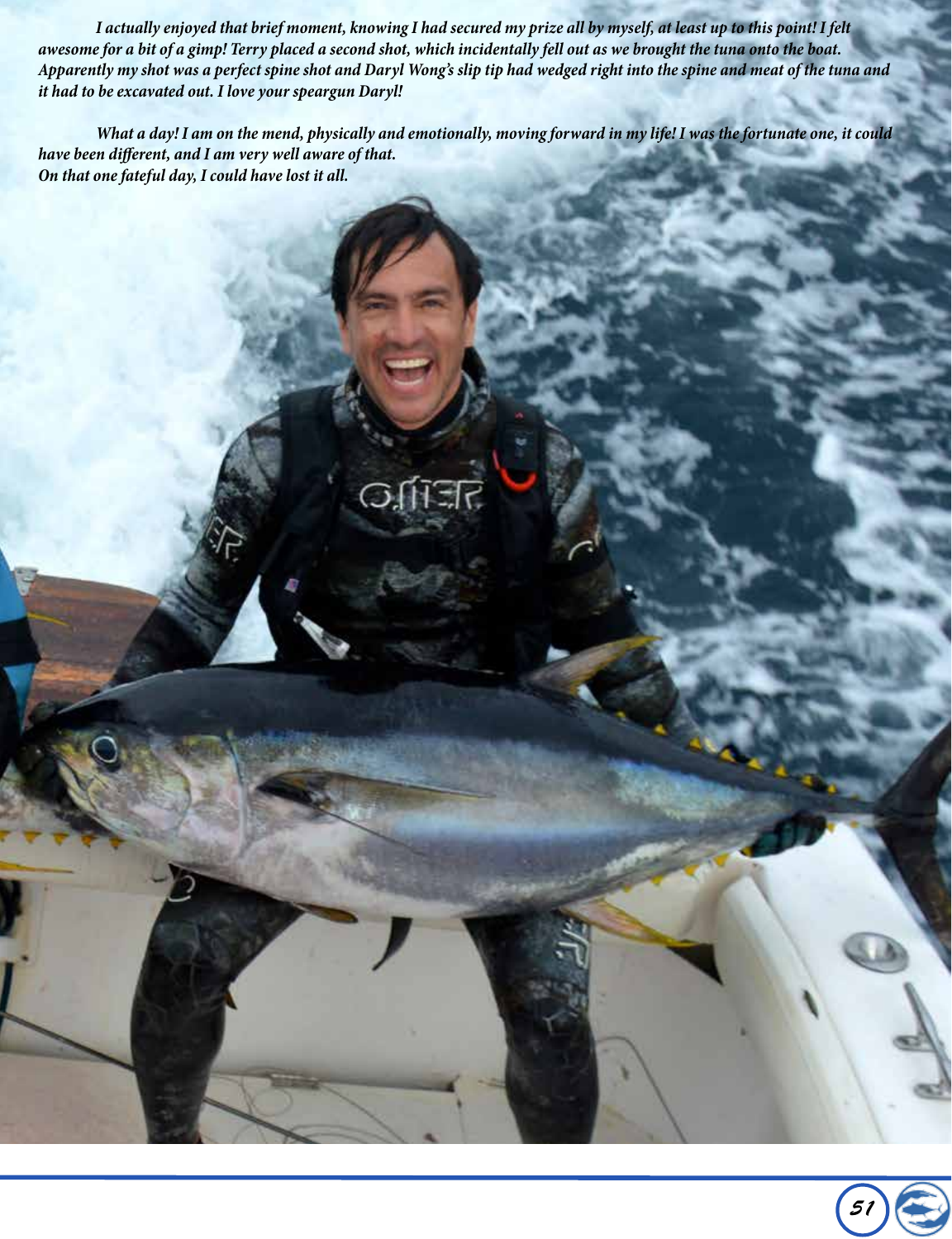*I actually enjoyed that brief moment, knowing I had secured my prize all by myself, at least up to this point! I felt awesome for a bit of a gimp! Terry placed a second shot, which incidentally fell out as we brought the tuna onto the boat. Apparently my shot was a perfect spine shot and Daryl Wong's slip tip had wedged right into the spine and meat of the tuna and it had to be excavated out. I love your speargun Daryl!*

*What a day! I am on the mend, physically and emotionally, moving forward in my life! I was the fortunate one, it could have been different, and I am very well aware of that.*
*On that one fateful day, I could have lost it all.*